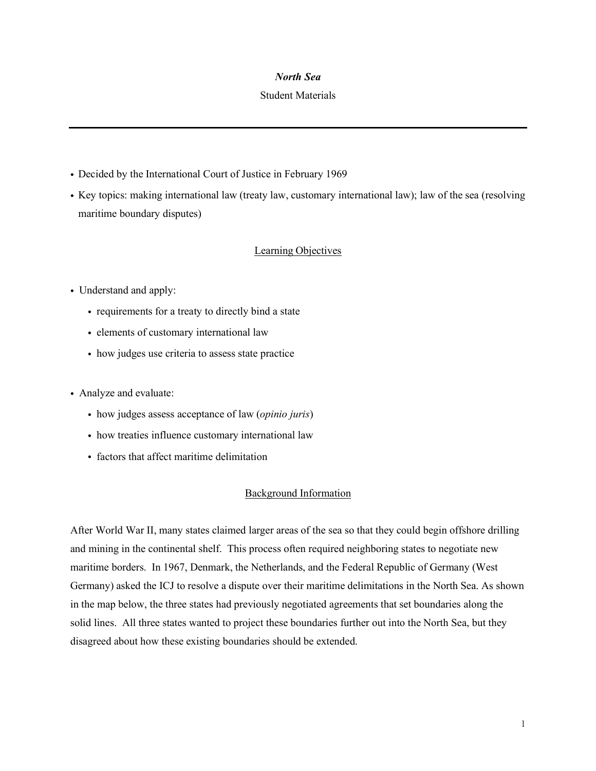# *North Sea*

Student Materials

---

- Decided by the International Court of Justice in February 1969
- Key topics: making international law (treaty law, customary international law); law of the sea (resolving maritime boundary disputes)

## Learning Objectives

- Understand and apply:
  - requirements for a treaty to directly bind a state
  - elements of customary international law
  - how judges use criteria to assess state practice
- Analyze and evaluate:
  - how judges assess acceptance of law (*opinio juris*)
  - how treaties influence customary international law
  - factors that affect maritime delimitation

## Background Information

After World War II, many states claimed larger areas of the sea so that they could begin offshore drilling and mining in the continental shelf. This process often required neighboring states to negotiate new maritime borders. In 1967, Denmark, the Netherlands, and the Federal Republic of Germany (West Germany) asked the ICJ to resolve a dispute over their maritime delimitations in the North Sea. As shown in the map below, the three states had previously negotiated agreements that set boundaries along the solid lines. All three states wanted to project these boundaries further out into the North Sea, but they disagreed about how these existing boundaries should be extended.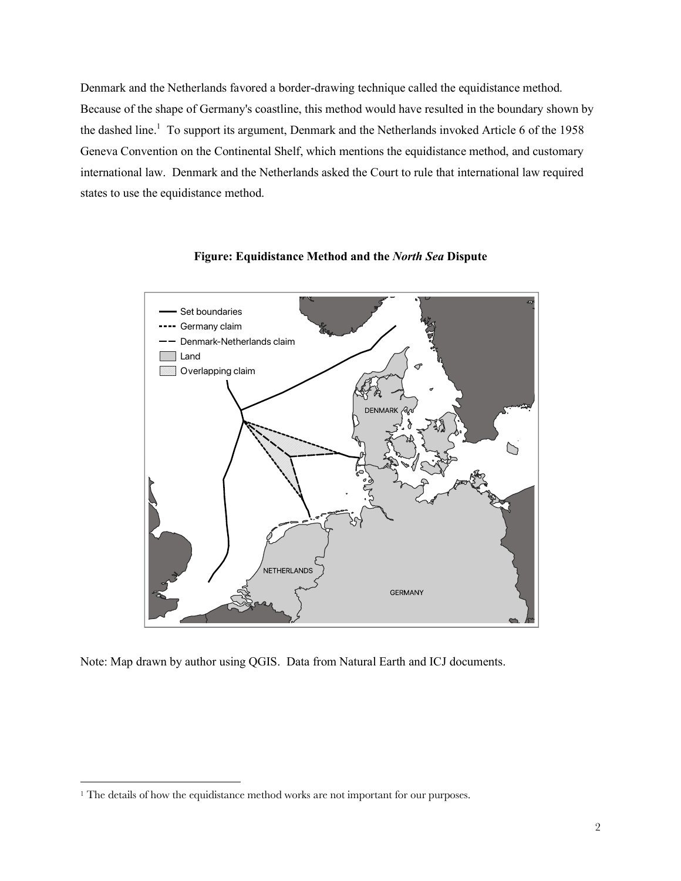Denmark and the Netherlands favored a border-drawing technique called the equidistance method. Because of the shape of Germany's coastline, this method would have resulted in the boundary shown by the dashed line.[1] To support its argument, Denmark and the Netherlands invoked Article 6 of the 1958 Geneva Convention on the Continental Shelf, which mentions the equidistance method, and customary international law. Denmark and the Netherlands asked the Court to rule that international law required states to use the equidistance method.

**Figure: Equidistance Method and the *North Sea* Dispute**

Note: Map drawn by author using QGIS. Data from Natural Earth and ICJ documents.

[1] The details of how the equidistance method works are not important for our purposes.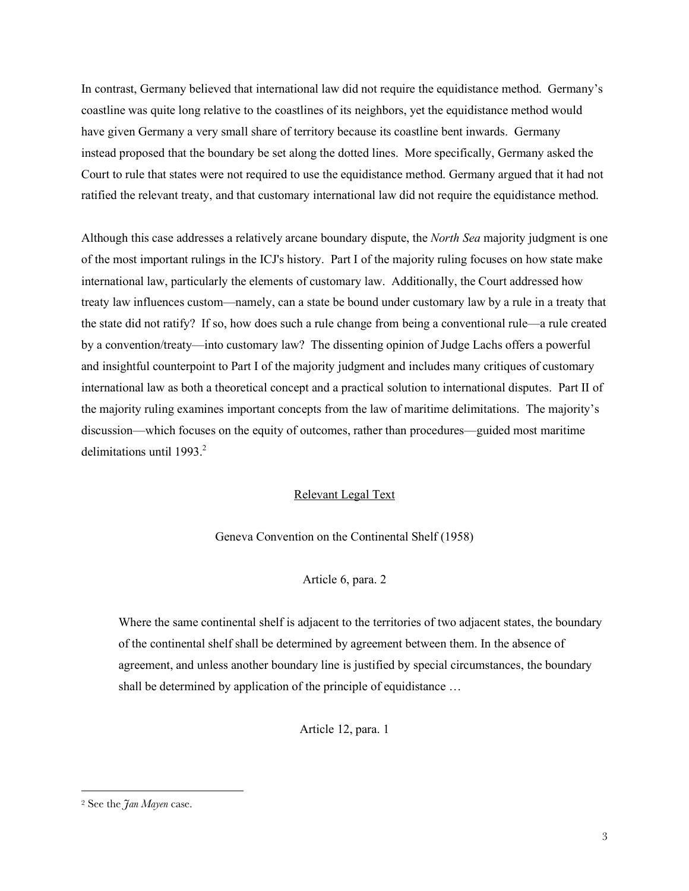In contrast, Germany believed that international law did not require the equidistance method. Germany's coastline was quite long relative to the coastlines of its neighbors, yet the equidistance method would have given Germany a very small share of territory because its coastline bent inwards. Germany instead proposed that the boundary be set along the dotted lines. More specifically, Germany asked the Court to rule that states were not required to use the equidistance method. Germany argued that it had not ratified the relevant treaty, and that customary international law did not require the equidistance method.

Although this case addresses a relatively arcane boundary dispute, the *North Sea* majority judgment is one of the most important rulings in the ICJ's history. Part I of the majority ruling focuses on how state make international law, particularly the elements of customary law. Additionally, the Court addressed how treaty law influences custom—namely, can a state be bound under customary law by a rule in a treaty that the state did not ratify? If so, how does such a rule change from being a conventional rule—a rule created by a convention/treaty—into customary law? The dissenting opinion of Judge Lachs offers a powerful and insightful counterpoint to Part I of the majority judgment and includes many critiques of customary international law as both a theoretical concept and a practical solution to international disputes. Part II of the majority ruling examines important concepts from the law of maritime delimitations. The majority's discussion—which focuses on the equity of outcomes, rather than procedures—guided most maritime delimitations until 1993.[2]

<u>Relevant Legal Text</u>

Geneva Convention on the Continental Shelf (1958)

Article 6, para. 2

> Where the same continental shelf is adjacent to the territories of two adjacent states, the boundary of the continental shelf shall be determined by agreement between them. In the absence of agreement, and unless another boundary line is justified by special circumstances, the boundary shall be determined by application of the principle of equidistance …

Article 12, para. 1

---

[2] See the *Jan Mayen* case.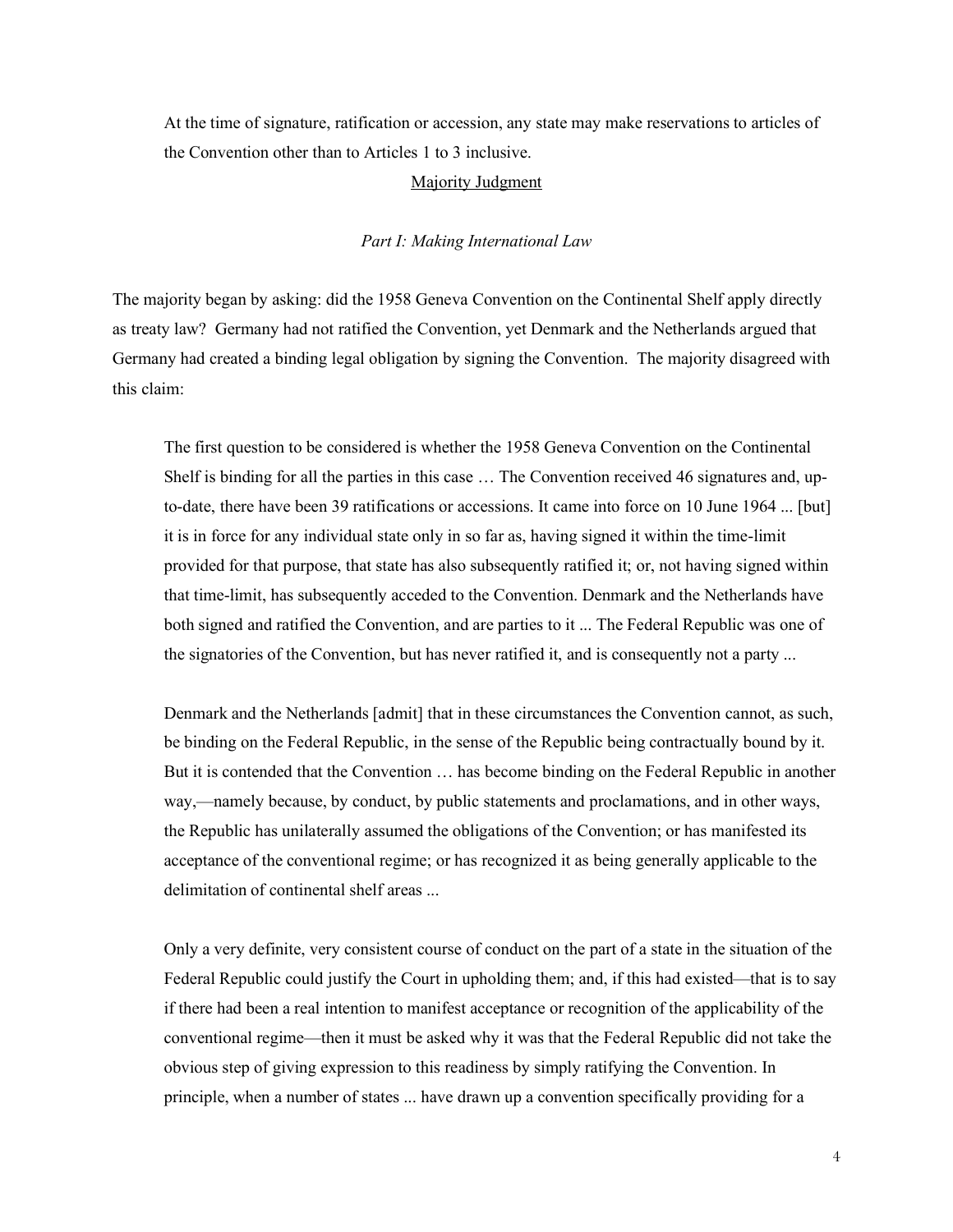> At the time of signature, ratification or accession, any state may make reservations to articles of the Convention other than to Articles 1 to 3 inclusive.

## Majority Judgment

### *Part I: Making International Law*

The majority began by asking: did the 1958 Geneva Convention on the Continental Shelf apply directly as treaty law? Germany had not ratified the Convention, yet Denmark and the Netherlands argued that Germany had created a binding legal obligation by signing the Convention. The majority disagreed with this claim:

> The first question to be considered is whether the 1958 Geneva Convention on the Continental Shelf is binding for all the parties in this case … The Convention received 46 signatures and, up-to-date, there have been 39 ratifications or accessions. It came into force on 10 June 1964 ... [but] it is in force for any individual state only in so far as, having signed it within the time-limit provided for that purpose, that state has also subsequently ratified it; or, not having signed within that time-limit, has subsequently acceded to the Convention. Denmark and the Netherlands have both signed and ratified the Convention, and are parties to it ... The Federal Republic was one of the signatories of the Convention, but has never ratified it, and is consequently not a party ...
>
> Denmark and the Netherlands [admit] that in these circumstances the Convention cannot, as such, be binding on the Federal Republic, in the sense of the Republic being contractually bound by it. But it is contended that the Convention … has become binding on the Federal Republic in another way,—namely because, by conduct, by public statements and proclamations, and in other ways, the Republic has unilaterally assumed the obligations of the Convention; or has manifested its acceptance of the conventional regime; or has recognized it as being generally applicable to the delimitation of continental shelf areas ...
>
> Only a very definite, very consistent course of conduct on the part of a state in the situation of the Federal Republic could justify the Court in upholding them; and, if this had existed—that is to say if there had been a real intention to manifest acceptance or recognition of the applicability of the conventional regime—then it must be asked why it was that the Federal Republic did not take the obvious step of giving expression to this readiness by simply ratifying the Convention. In principle, when a number of states ... have drawn up a convention specifically providing for a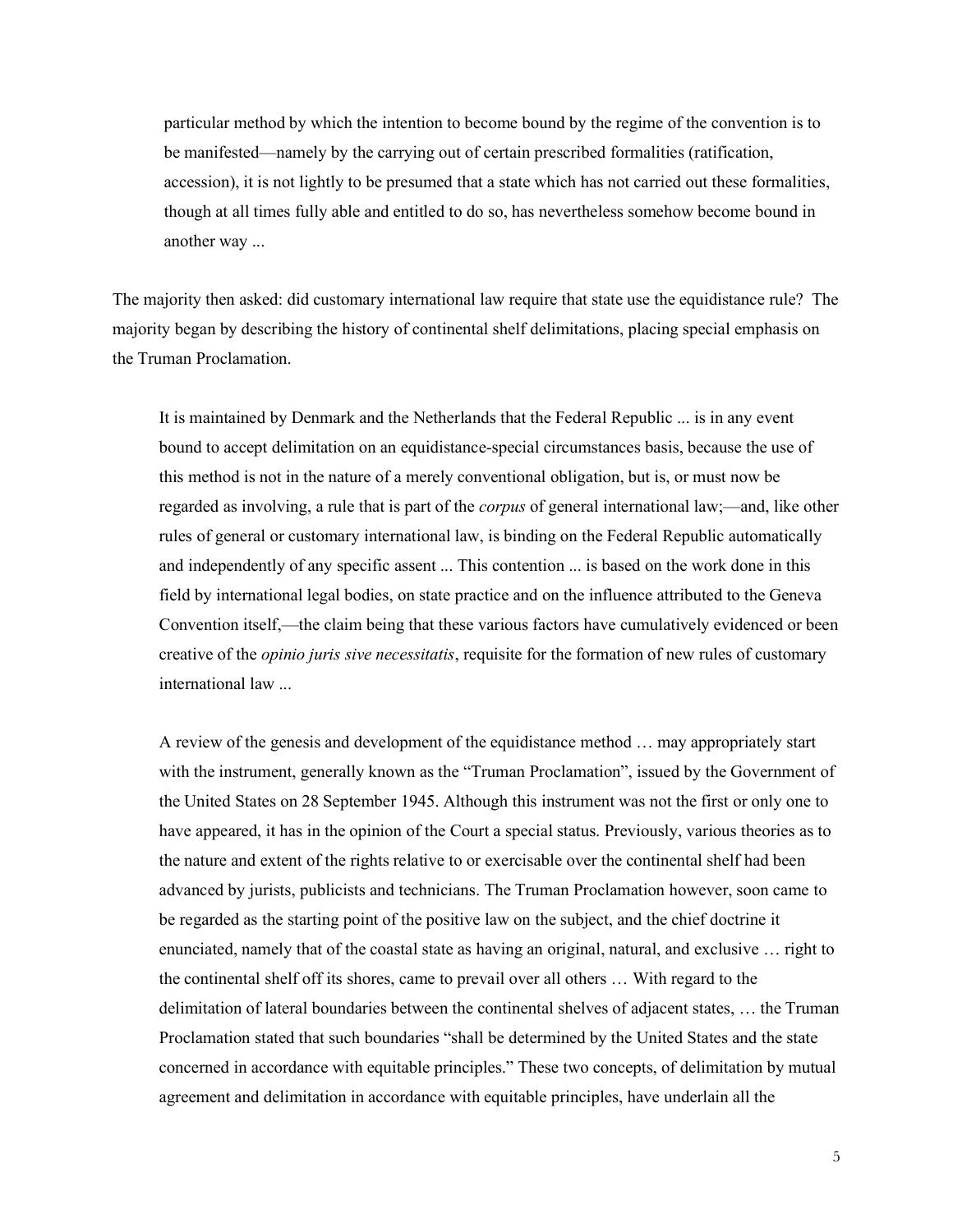> particular method by which the intention to become bound by the regime of the convention is to be manifested—namely by the carrying out of certain prescribed formalities (ratification, accession), it is not lightly to be presumed that a state which has not carried out these formalities, though at all times fully able and entitled to do so, has nevertheless somehow become bound in another way ...

The majority then asked: did customary international law require that state use the equidistance rule? The majority began by describing the history of continental shelf delimitations, placing special emphasis on the Truman Proclamation.

> It is maintained by Denmark and the Netherlands that the Federal Republic ... is in any event bound to accept delimitation on an equidistance-special circumstances basis, because the use of this method is not in the nature of a merely conventional obligation, but is, or must now be regarded as involving, a rule that is part of the *corpus* of general international law;—and, like other rules of general or customary international law, is binding on the Federal Republic automatically and independently of any specific assent ... This contention ... is based on the work done in this field by international legal bodies, on state practice and on the influence attributed to the Geneva Convention itself,—the claim being that these various factors have cumulatively evidenced or been creative of the *opinio juris sive necessitatis*, requisite for the formation of new rules of customary international law ...
>
> A review of the genesis and development of the equidistance method … may appropriately start with the instrument, generally known as the "Truman Proclamation", issued by the Government of the United States on 28 September 1945. Although this instrument was not the first or only one to have appeared, it has in the opinion of the Court a special status. Previously, various theories as to the nature and extent of the rights relative to or exercisable over the continental shelf had been advanced by jurists, publicists and technicians. The Truman Proclamation however, soon came to be regarded as the starting point of the positive law on the subject, and the chief doctrine it enunciated, namely that of the coastal state as having an original, natural, and exclusive … right to the continental shelf off its shores, came to prevail over all others … With regard to the delimitation of lateral boundaries between the continental shelves of adjacent states, … the Truman Proclamation stated that such boundaries "shall be determined by the United States and the state concerned in accordance with equitable principles." These two concepts, of delimitation by mutual agreement and delimitation in accordance with equitable principles, have underlain all the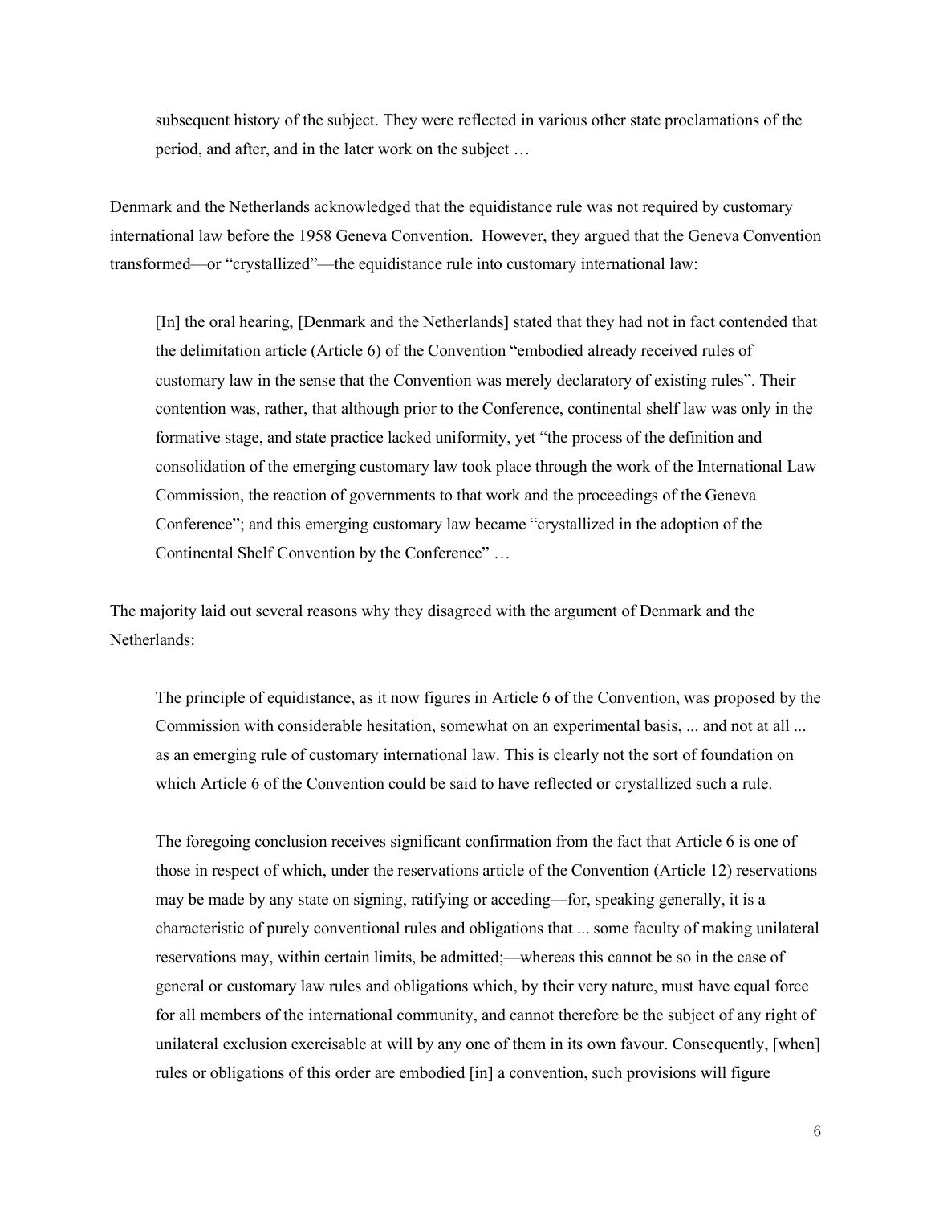> subsequent history of the subject. They were reflected in various other state proclamations of the period, and after, and in the later work on the subject …

Denmark and the Netherlands acknowledged that the equidistance rule was not required by customary international law before the 1958 Geneva Convention. However, they argued that the Geneva Convention transformed—or "crystallized"—the equidistance rule into customary international law:

> [In] the oral hearing, [Denmark and the Netherlands] stated that they had not in fact contended that the delimitation article (Article 6) of the Convention "embodied already received rules of customary law in the sense that the Convention was merely declaratory of existing rules". Their contention was, rather, that although prior to the Conference, continental shelf law was only in the formative stage, and state practice lacked uniformity, yet "the process of the definition and consolidation of the emerging customary law took place through the work of the International Law Commission, the reaction of governments to that work and the proceedings of the Geneva Conference"; and this emerging customary law became "crystallized in the adoption of the Continental Shelf Convention by the Conference" …

The majority laid out several reasons why they disagreed with the argument of Denmark and the Netherlands:

> The principle of equidistance, as it now figures in Article 6 of the Convention, was proposed by the Commission with considerable hesitation, somewhat on an experimental basis, ... and not at all ... as an emerging rule of customary international law. This is clearly not the sort of foundation on which Article 6 of the Convention could be said to have reflected or crystallized such a rule.
>
> The foregoing conclusion receives significant confirmation from the fact that Article 6 is one of those in respect of which, under the reservations article of the Convention (Article 12) reservations may be made by any state on signing, ratifying or acceding—for, speaking generally, it is a characteristic of purely conventional rules and obligations that ... some faculty of making unilateral reservations may, within certain limits, be admitted;—whereas this cannot be so in the case of general or customary law rules and obligations which, by their very nature, must have equal force for all members of the international community, and cannot therefore be the subject of any right of unilateral exclusion exercisable at will by any one of them in its own favour. Consequently, [when] rules or obligations of this order are embodied [in] a convention, such provisions will figure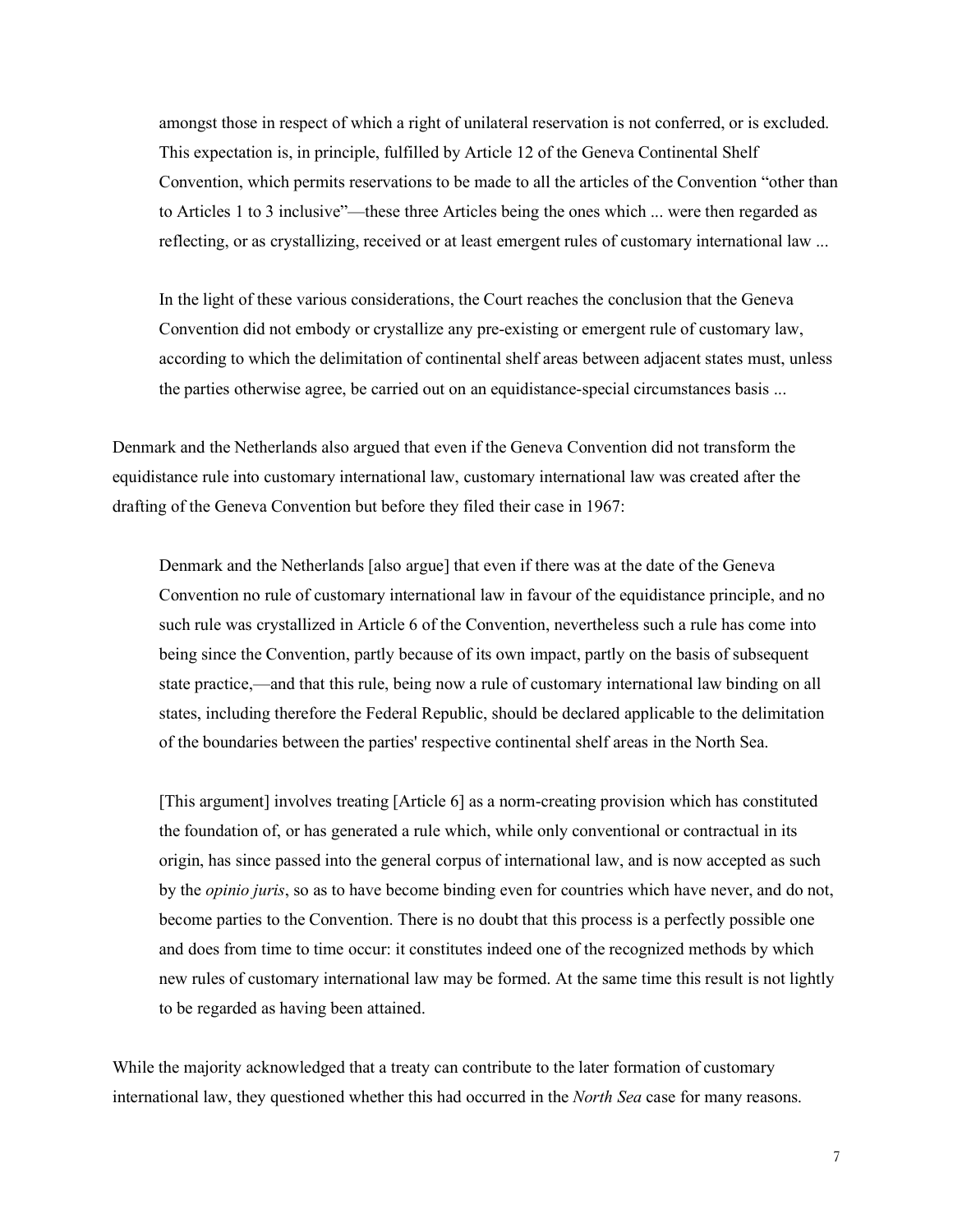> amongst those in respect of which a right of unilateral reservation is not conferred, or is excluded. This expectation is, in principle, fulfilled by Article 12 of the Geneva Continental Shelf Convention, which permits reservations to be made to all the articles of the Convention "other than to Articles 1 to 3 inclusive"—these three Articles being the ones which ... were then regarded as reflecting, or as crystallizing, received or at least emergent rules of customary international law ...
>
> In the light of these various considerations, the Court reaches the conclusion that the Geneva Convention did not embody or crystallize any pre-existing or emergent rule of customary law, according to which the delimitation of continental shelf areas between adjacent states must, unless the parties otherwise agree, be carried out on an equidistance-special circumstances basis ...

Denmark and the Netherlands also argued that even if the Geneva Convention did not transform the equidistance rule into customary international law, customary international law was created after the drafting of the Geneva Convention but before they filed their case in 1967:

> Denmark and the Netherlands [also argue] that even if there was at the date of the Geneva Convention no rule of customary international law in favour of the equidistance principle, and no such rule was crystallized in Article 6 of the Convention, nevertheless such a rule has come into being since the Convention, partly because of its own impact, partly on the basis of subsequent state practice,—and that this rule, being now a rule of customary international law binding on all states, including therefore the Federal Republic, should be declared applicable to the delimitation of the boundaries between the parties' respective continental shelf areas in the North Sea.
>
> [This argument] involves treating [Article 6] as a norm-creating provision which has constituted the foundation of, or has generated a rule which, while only conventional or contractual in its origin, has since passed into the general corpus of international law, and is now accepted as such by the *opinio juris*, so as to have become binding even for countries which have never, and do not, become parties to the Convention. There is no doubt that this process is a perfectly possible one and does from time to time occur: it constitutes indeed one of the recognized methods by which new rules of customary international law may be formed. At the same time this result is not lightly to be regarded as having been attained.

While the majority acknowledged that a treaty can contribute to the later formation of customary international law, they questioned whether this had occurred in the *North Sea* case for many reasons.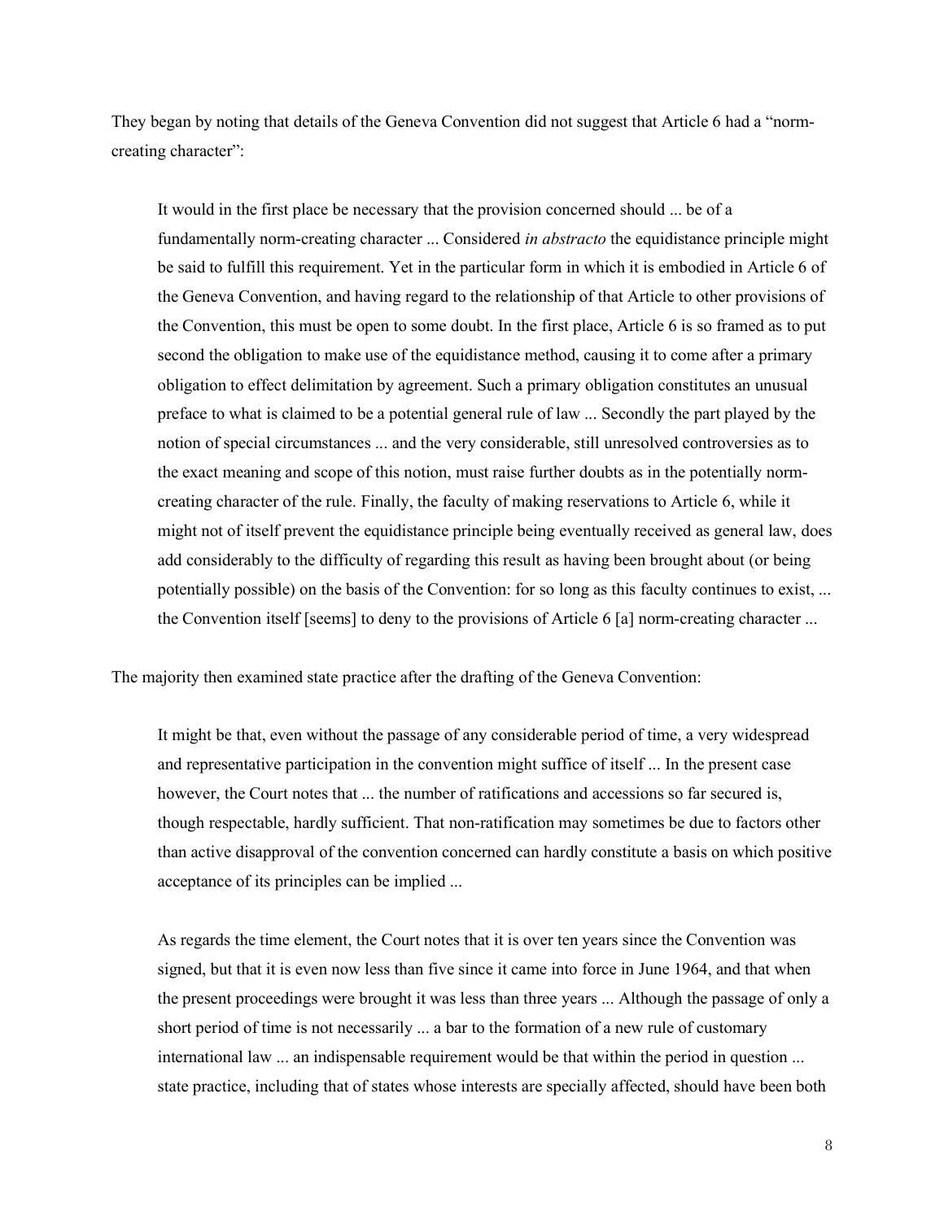They began by noting that details of the Geneva Convention did not suggest that Article 6 had a "norm-creating character":

> It would in the first place be necessary that the provision concerned should ... be of a fundamentally norm-creating character ... Considered *in abstracto* the equidistance principle might be said to fulfill this requirement. Yet in the particular form in which it is embodied in Article 6 of the Geneva Convention, and having regard to the relationship of that Article to other provisions of the Convention, this must be open to some doubt. In the first place, Article 6 is so framed as to put second the obligation to make use of the equidistance method, causing it to come after a primary obligation to effect delimitation by agreement. Such a primary obligation constitutes an unusual preface to what is claimed to be a potential general rule of law ... Secondly the part played by the notion of special circumstances ... and the very considerable, still unresolved controversies as to the exact meaning and scope of this notion, must raise further doubts as in the potentially norm-creating character of the rule. Finally, the faculty of making reservations to Article 6, while it might not of itself prevent the equidistance principle being eventually received as general law, does add considerably to the difficulty of regarding this result as having been brought about (or being potentially possible) on the basis of the Convention: for so long as this faculty continues to exist, ... the Convention itself [seems] to deny to the provisions of Article 6 [a] norm-creating character ...

The majority then examined state practice after the drafting of the Geneva Convention:

> It might be that, even without the passage of any considerable period of time, a very widespread and representative participation in the convention might suffice of itself ... In the present case however, the Court notes that ... the number of ratifications and accessions so far secured is, though respectable, hardly sufficient. That non-ratification may sometimes be due to factors other than active disapproval of the convention concerned can hardly constitute a basis on which positive acceptance of its principles can be implied ...
>
> As regards the time element, the Court notes that it is over ten years since the Convention was signed, but that it is even now less than five since it came into force in June 1964, and that when the present proceedings were brought it was less than three years ... Although the passage of only a short period of time is not necessarily ... a bar to the formation of a new rule of customary international law ... an indispensable requirement would be that within the period in question ... state practice, including that of states whose interests are specially affected, should have been both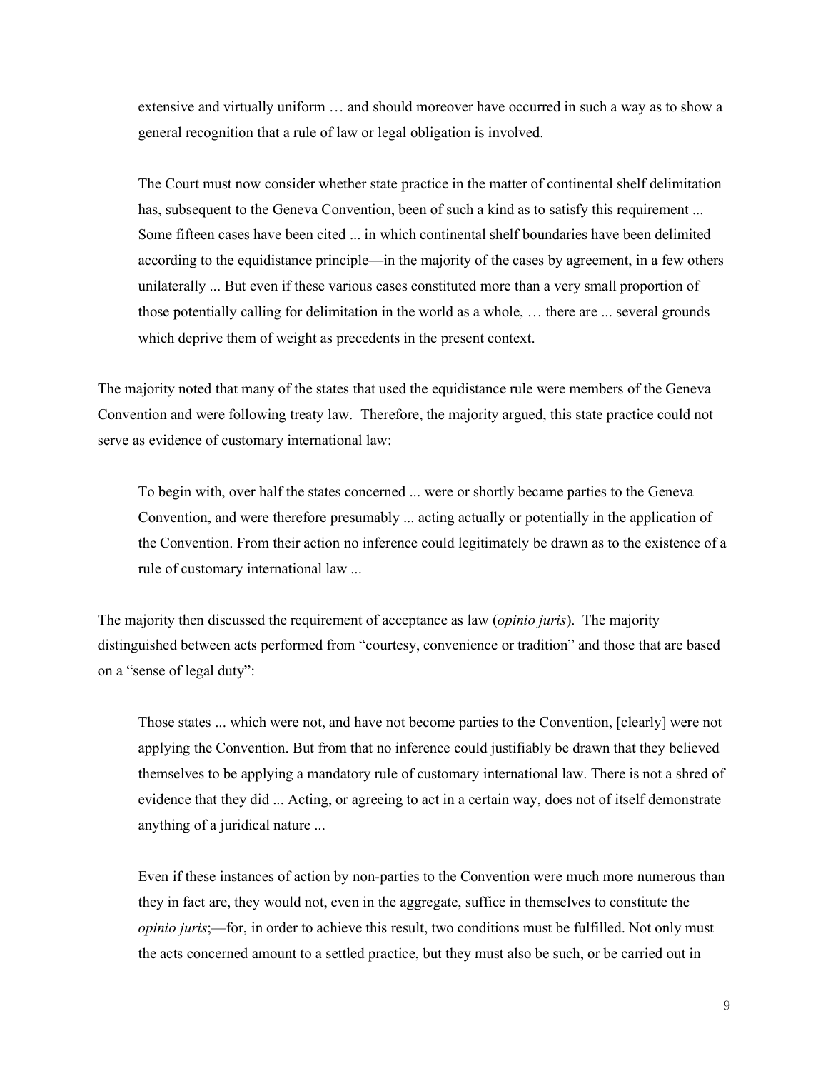> extensive and virtually uniform … and should moreover have occurred in such a way as to show a general recognition that a rule of law or legal obligation is involved.
>
> The Court must now consider whether state practice in the matter of continental shelf delimitation has, subsequent to the Geneva Convention, been of such a kind as to satisfy this requirement ... Some fifteen cases have been cited ... in which continental shelf boundaries have been delimited according to the equidistance principle—in the majority of the cases by agreement, in a few others unilaterally ... But even if these various cases constituted more than a very small proportion of those potentially calling for delimitation in the world as a whole, … there are ... several grounds which deprive them of weight as precedents in the present context.

The majority noted that many of the states that used the equidistance rule were members of the Geneva Convention and were following treaty law. Therefore, the majority argued, this state practice could not serve as evidence of customary international law:

> To begin with, over half the states concerned ... were or shortly became parties to the Geneva Convention, and were therefore presumably ... acting actually or potentially in the application of the Convention. From their action no inference could legitimately be drawn as to the existence of a rule of customary international law ...

The majority then discussed the requirement of acceptance as law (*opinio juris*). The majority distinguished between acts performed from "courtesy, convenience or tradition" and those that are based on a "sense of legal duty":

> Those states ... which were not, and have not become parties to the Convention, [clearly] were not applying the Convention. But from that no inference could justifiably be drawn that they believed themselves to be applying a mandatory rule of customary international law. There is not a shred of evidence that they did ... Acting, or agreeing to act in a certain way, does not of itself demonstrate anything of a juridical nature ...
>
> Even if these instances of action by non-parties to the Convention were much more numerous than they in fact are, they would not, even in the aggregate, suffice in themselves to constitute the *opinio juris*;—for, in order to achieve this result, two conditions must be fulfilled. Not only must the acts concerned amount to a settled practice, but they must also be such, or be carried out in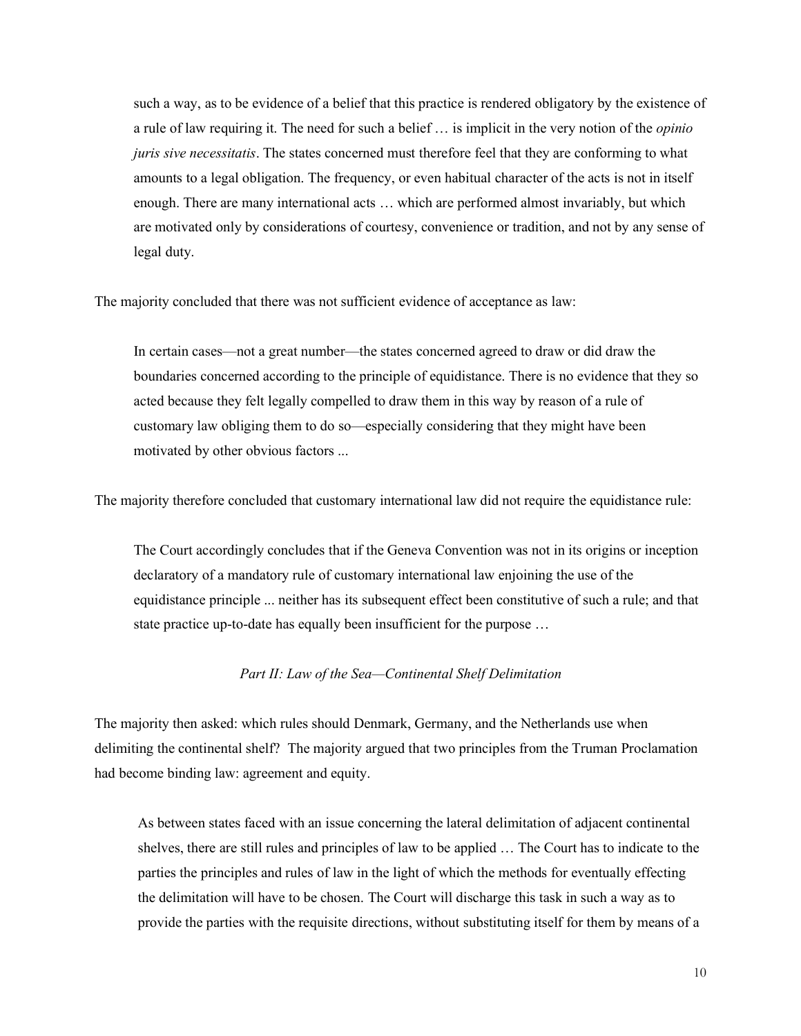> such a way, as to be evidence of a belief that this practice is rendered obligatory by the existence of a rule of law requiring it. The need for such a belief … is implicit in the very notion of the *opinio juris sive necessitatis*. The states concerned must therefore feel that they are conforming to what amounts to a legal obligation. The frequency, or even habitual character of the acts is not in itself enough. There are many international acts … which are performed almost invariably, but which are motivated only by considerations of courtesy, convenience or tradition, and not by any sense of legal duty.

The majority concluded that there was not sufficient evidence of acceptance as law:

> In certain cases—not a great number—the states concerned agreed to draw or did draw the boundaries concerned according to the principle of equidistance. There is no evidence that they so acted because they felt legally compelled to draw them in this way by reason of a rule of customary law obliging them to do so—especially considering that they might have been motivated by other obvious factors ...

The majority therefore concluded that customary international law did not require the equidistance rule:

> The Court accordingly concludes that if the Geneva Convention was not in its origins or inception declaratory of a mandatory rule of customary international law enjoining the use of the equidistance principle ... neither has its subsequent effect been constitutive of such a rule; and that state practice up-to-date has equally been insufficient for the purpose …

### *Part II: Law of the Sea—Continental Shelf Delimitation*

The majority then asked: which rules should Denmark, Germany, and the Netherlands use when delimiting the continental shelf? The majority argued that two principles from the Truman Proclamation had become binding law: agreement and equity.

> As between states faced with an issue concerning the lateral delimitation of adjacent continental shelves, there are still rules and principles of law to be applied … The Court has to indicate to the parties the principles and rules of law in the light of which the methods for eventually effecting the delimitation will have to be chosen. The Court will discharge this task in such a way as to provide the parties with the requisite directions, without substituting itself for them by means of a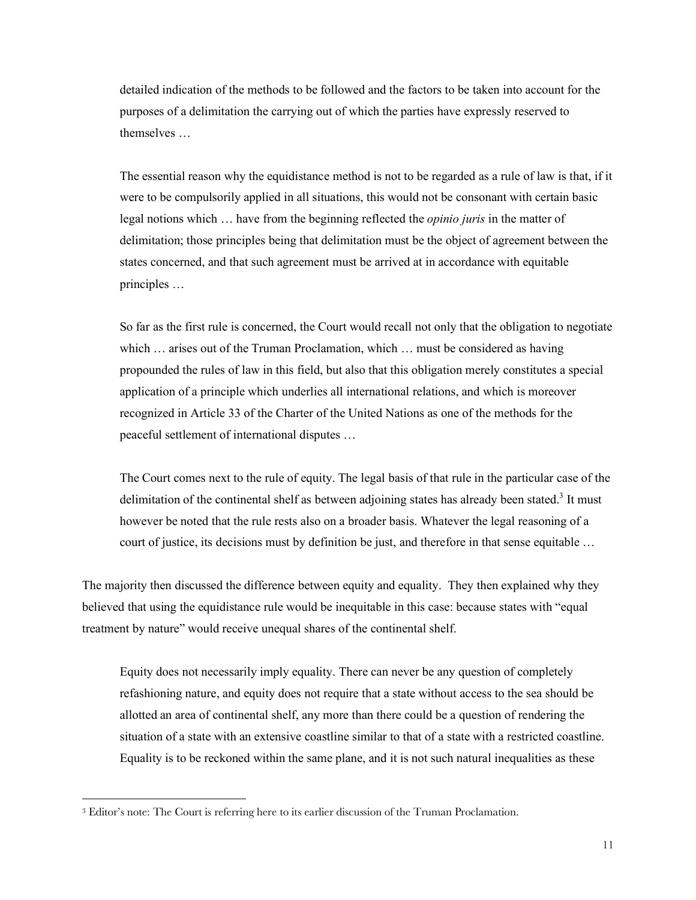detailed indication of the methods to be followed and the factors to be taken into account for the purposes of a delimitation the carrying out of which the parties have expressly reserved to themselves …

> The essential reason why the equidistance method is not to be regarded as a rule of law is that, if it were to be compulsorily applied in all situations, this would not be consonant with certain basic legal notions which … have from the beginning reflected the *opinio juris* in the matter of delimitation; those principles being that delimitation must be the object of agreement between the states concerned, and that such agreement must be arrived at in accordance with equitable principles …
>
> So far as the first rule is concerned, the Court would recall not only that the obligation to negotiate which … arises out of the Truman Proclamation, which … must be considered as having propounded the rules of law in this field, but also that this obligation merely constitutes a special application of a principle which underlies all international relations, and which is moreover recognized in Article 33 of the Charter of the United Nations as one of the methods for the peaceful settlement of international disputes …
>
> The Court comes next to the rule of equity. The legal basis of that rule in the particular case of the delimitation of the continental shelf as between adjoining states has already been stated.[3] It must however be noted that the rule rests also on a broader basis. Whatever the legal reasoning of a court of justice, its decisions must by definition be just, and therefore in that sense equitable …

The majority then discussed the difference between equity and equality. They then explained why they believed that using the equidistance rule would be inequitable in this case: because states with "equal treatment by nature" would receive unequal shares of the continental shelf.

> Equity does not necessarily imply equality. There can never be any question of completely refashioning nature, and equity does not require that a state without access to the sea should be allotted an area of continental shelf, any more than there could be a question of rendering the situation of a state with an extensive coastline similar to that of a state with a restricted coastline. Equality is to be reckoned within the same plane, and it is not such natural inequalities as these

---

[3] Editor's note: The Court is referring here to its earlier discussion of the Truman Proclamation.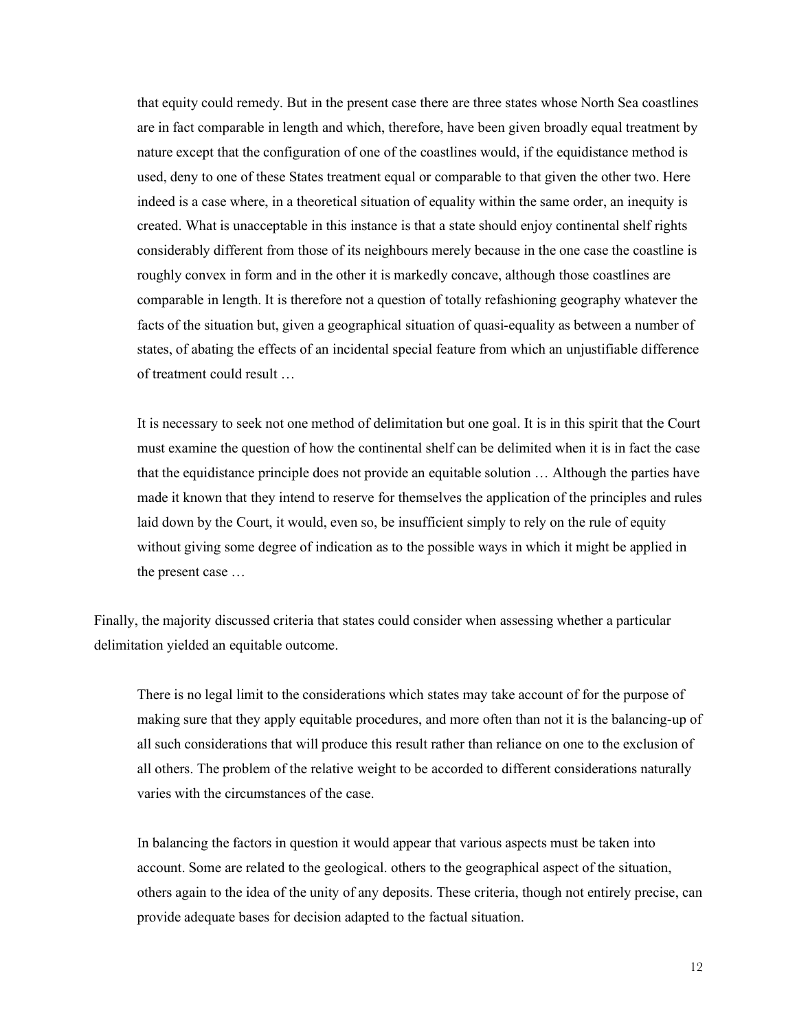> that equity could remedy. But in the present case there are three states whose North Sea coastlines are in fact comparable in length and which, therefore, have been given broadly equal treatment by nature except that the configuration of one of the coastlines would, if the equidistance method is used, deny to one of these States treatment equal or comparable to that given the other two. Here indeed is a case where, in a theoretical situation of equality within the same order, an inequity is created. What is unacceptable in this instance is that a state should enjoy continental shelf rights considerably different from those of its neighbours merely because in the one case the coastline is roughly convex in form and in the other it is markedly concave, although those coastlines are comparable in length. It is therefore not a question of totally refashioning geography whatever the facts of the situation but, given a geographical situation of quasi-equality as between a number of states, of abating the effects of an incidental special feature from which an unjustifiable difference of treatment could result …
>
> It is necessary to seek not one method of delimitation but one goal. It is in this spirit that the Court must examine the question of how the continental shelf can be delimited when it is in fact the case that the equidistance principle does not provide an equitable solution … Although the parties have made it known that they intend to reserve for themselves the application of the principles and rules laid down by the Court, it would, even so, be insufficient simply to rely on the rule of equity without giving some degree of indication as to the possible ways in which it might be applied in the present case …

Finally, the majority discussed criteria that states could consider when assessing whether a particular delimitation yielded an equitable outcome.

> There is no legal limit to the considerations which states may take account of for the purpose of making sure that they apply equitable procedures, and more often than not it is the balancing-up of all such considerations that will produce this result rather than reliance on one to the exclusion of all others. The problem of the relative weight to be accorded to different considerations naturally varies with the circumstances of the case.
>
> In balancing the factors in question it would appear that various aspects must be taken into account. Some are related to the geological. others to the geographical aspect of the situation, others again to the idea of the unity of any deposits. These criteria, though not entirely precise, can provide adequate bases for decision adapted to the factual situation.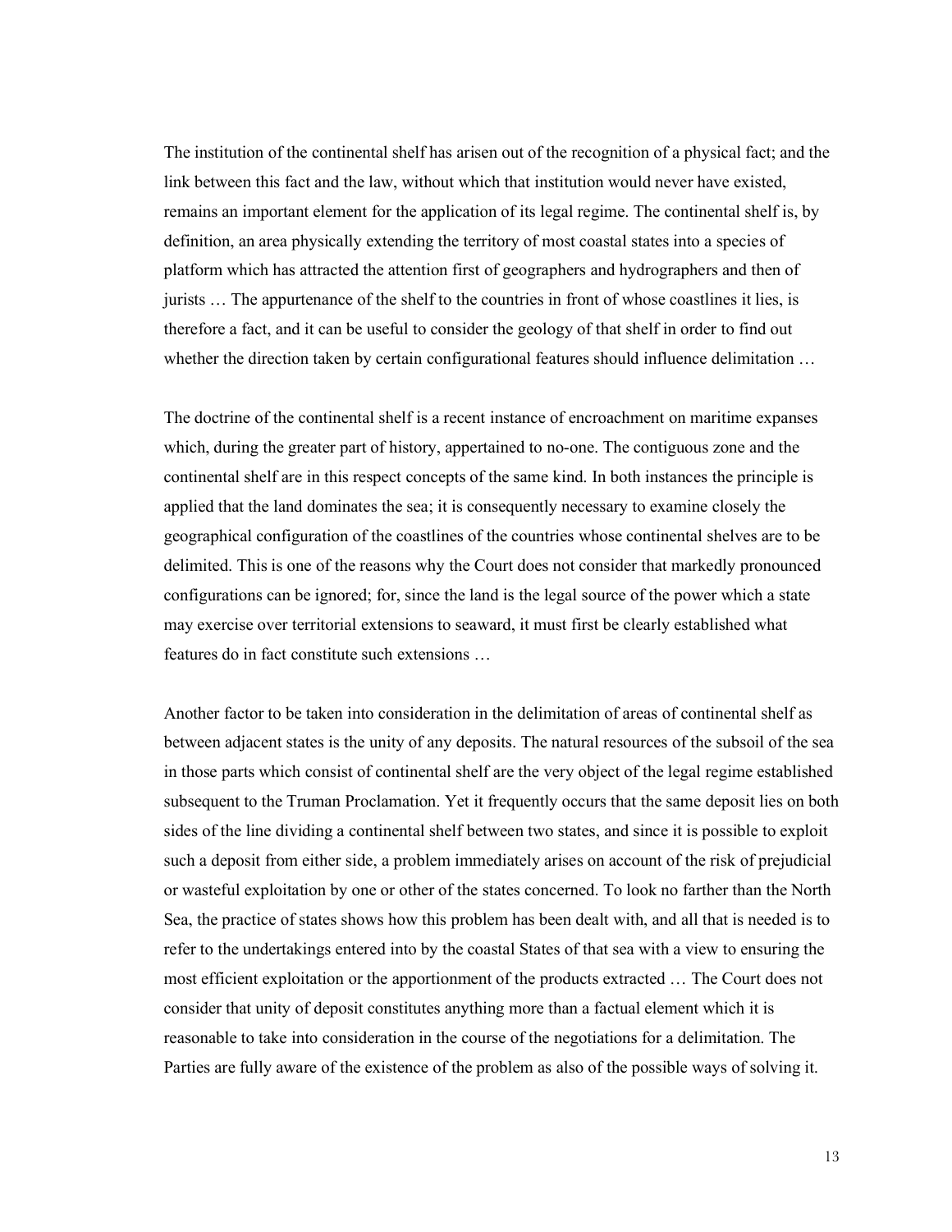The institution of the continental shelf has arisen out of the recognition of a physical fact; and the link between this fact and the law, without which that institution would never have existed, remains an important element for the application of its legal regime. The continental shelf is, by definition, an area physically extending the territory of most coastal states into a species of platform which has attracted the attention first of geographers and hydrographers and then of jurists … The appurtenance of the shelf to the countries in front of whose coastlines it lies, is therefore a fact, and it can be useful to consider the geology of that shelf in order to find out whether the direction taken by certain configurational features should influence delimitation …

The doctrine of the continental shelf is a recent instance of encroachment on maritime expanses which, during the greater part of history, appertained to no-one. The contiguous zone and the continental shelf are in this respect concepts of the same kind. In both instances the principle is applied that the land dominates the sea; it is consequently necessary to examine closely the geographical configuration of the coastlines of the countries whose continental shelves are to be delimited. This is one of the reasons why the Court does not consider that markedly pronounced configurations can be ignored; for, since the land is the legal source of the power which a state may exercise over territorial extensions to seaward, it must first be clearly established what features do in fact constitute such extensions …

Another factor to be taken into consideration in the delimitation of areas of continental shelf as between adjacent states is the unity of any deposits. The natural resources of the subsoil of the sea in those parts which consist of continental shelf are the very object of the legal regime established subsequent to the Truman Proclamation. Yet it frequently occurs that the same deposit lies on both sides of the line dividing a continental shelf between two states, and since it is possible to exploit such a deposit from either side, a problem immediately arises on account of the risk of prejudicial or wasteful exploitation by one or other of the states concerned. To look no farther than the North Sea, the practice of states shows how this problem has been dealt with, and all that is needed is to refer to the undertakings entered into by the coastal States of that sea with a view to ensuring the most efficient exploitation or the apportionment of the products extracted … The Court does not consider that unity of deposit constitutes anything more than a factual element which it is reasonable to take into consideration in the course of the negotiations for a delimitation. The Parties are fully aware of the existence of the problem as also of the possible ways of solving it.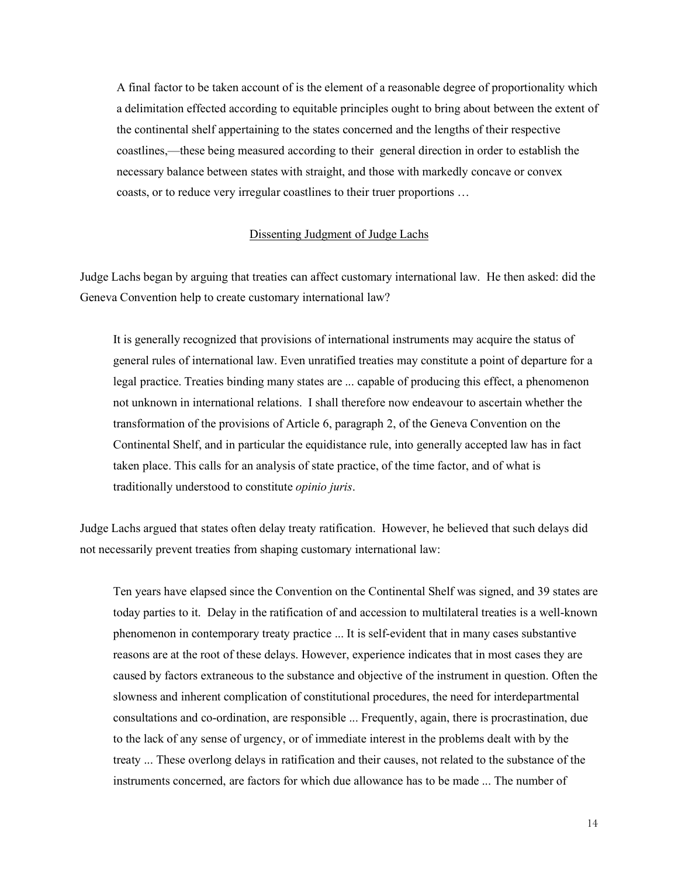> A final factor to be taken account of is the element of a reasonable degree of proportionality which a delimitation effected according to equitable principles ought to bring about between the extent of the continental shelf appertaining to the states concerned and the lengths of their respective coastlines,—these being measured according to their general direction in order to establish the necessary balance between states with straight, and those with markedly concave or convex coasts, or to reduce very irregular coastlines to their truer proportions …

<u>Dissenting Judgment of Judge Lachs</u>

Judge Lachs began by arguing that treaties can affect customary international law. He then asked: did the Geneva Convention help to create customary international law?

> It is generally recognized that provisions of international instruments may acquire the status of general rules of international law. Even unratified treaties may constitute a point of departure for a legal practice. Treaties binding many states are ... capable of producing this effect, a phenomenon not unknown in international relations. I shall therefore now endeavour to ascertain whether the transformation of the provisions of Article 6, paragraph 2, of the Geneva Convention on the Continental Shelf, and in particular the equidistance rule, into generally accepted law has in fact taken place. This calls for an analysis of state practice, of the time factor, and of what is traditionally understood to constitute *opinio juris*.

Judge Lachs argued that states often delay treaty ratification. However, he believed that such delays did not necessarily prevent treaties from shaping customary international law:

> Ten years have elapsed since the Convention on the Continental Shelf was signed, and 39 states are today parties to it. Delay in the ratification of and accession to multilateral treaties is a well-known phenomenon in contemporary treaty practice ... It is self-evident that in many cases substantive reasons are at the root of these delays. However, experience indicates that in most cases they are caused by factors extraneous to the substance and objective of the instrument in question. Often the slowness and inherent complication of constitutional procedures, the need for interdepartmental consultations and co-ordination, are responsible ... Frequently, again, there is procrastination, due to the lack of any sense of urgency, or of immediate interest in the problems dealt with by the treaty ... These overlong delays in ratification and their causes, not related to the substance of the instruments concerned, are factors for which due allowance has to be made ... The number of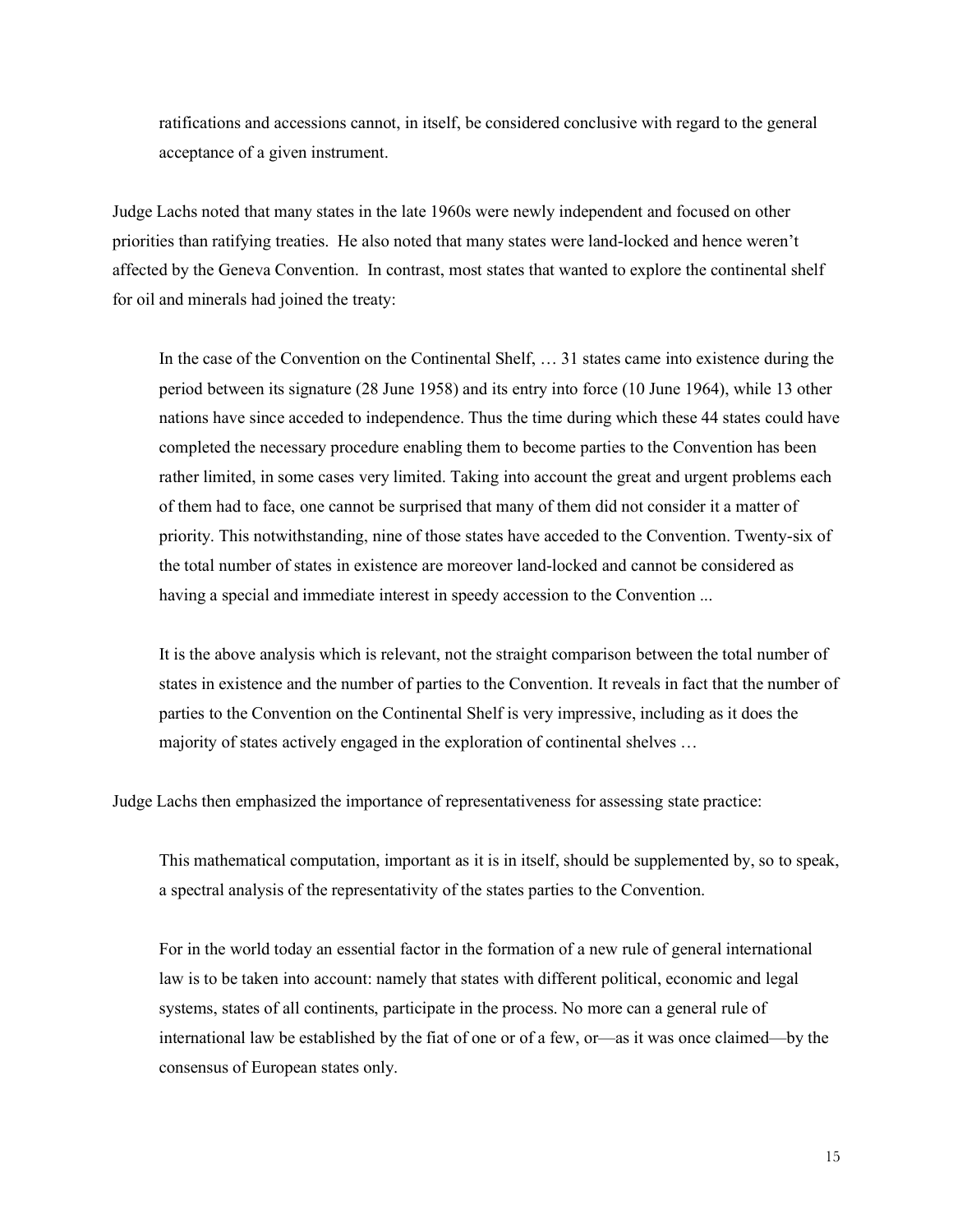> ratifications and accessions cannot, in itself, be considered conclusive with regard to the general acceptance of a given instrument.

Judge Lachs noted that many states in the late 1960s were newly independent and focused on other priorities than ratifying treaties. He also noted that many states were land-locked and hence weren't affected by the Geneva Convention. In contrast, most states that wanted to explore the continental shelf for oil and minerals had joined the treaty:

> In the case of the Convention on the Continental Shelf, … 31 states came into existence during the period between its signature (28 June 1958) and its entry into force (10 June 1964), while 13 other nations have since acceded to independence. Thus the time during which these 44 states could have completed the necessary procedure enabling them to become parties to the Convention has been rather limited, in some cases very limited. Taking into account the great and urgent problems each of them had to face, one cannot be surprised that many of them did not consider it a matter of priority. This notwithstanding, nine of those states have acceded to the Convention. Twenty-six of the total number of states in existence are moreover land-locked and cannot be considered as having a special and immediate interest in speedy accession to the Convention ...
>
> It is the above analysis which is relevant, not the straight comparison between the total number of states in existence and the number of parties to the Convention. It reveals in fact that the number of parties to the Convention on the Continental Shelf is very impressive, including as it does the majority of states actively engaged in the exploration of continental shelves …

Judge Lachs then emphasized the importance of representativeness for assessing state practice:

> This mathematical computation, important as it is in itself, should be supplemented by, so to speak, a spectral analysis of the representativity of the states parties to the Convention.
>
> For in the world today an essential factor in the formation of a new rule of general international law is to be taken into account: namely that states with different political, economic and legal systems, states of all continents, participate in the process. No more can a general rule of international law be established by the fiat of one or of a few, or—as it was once claimed—by the consensus of European states only.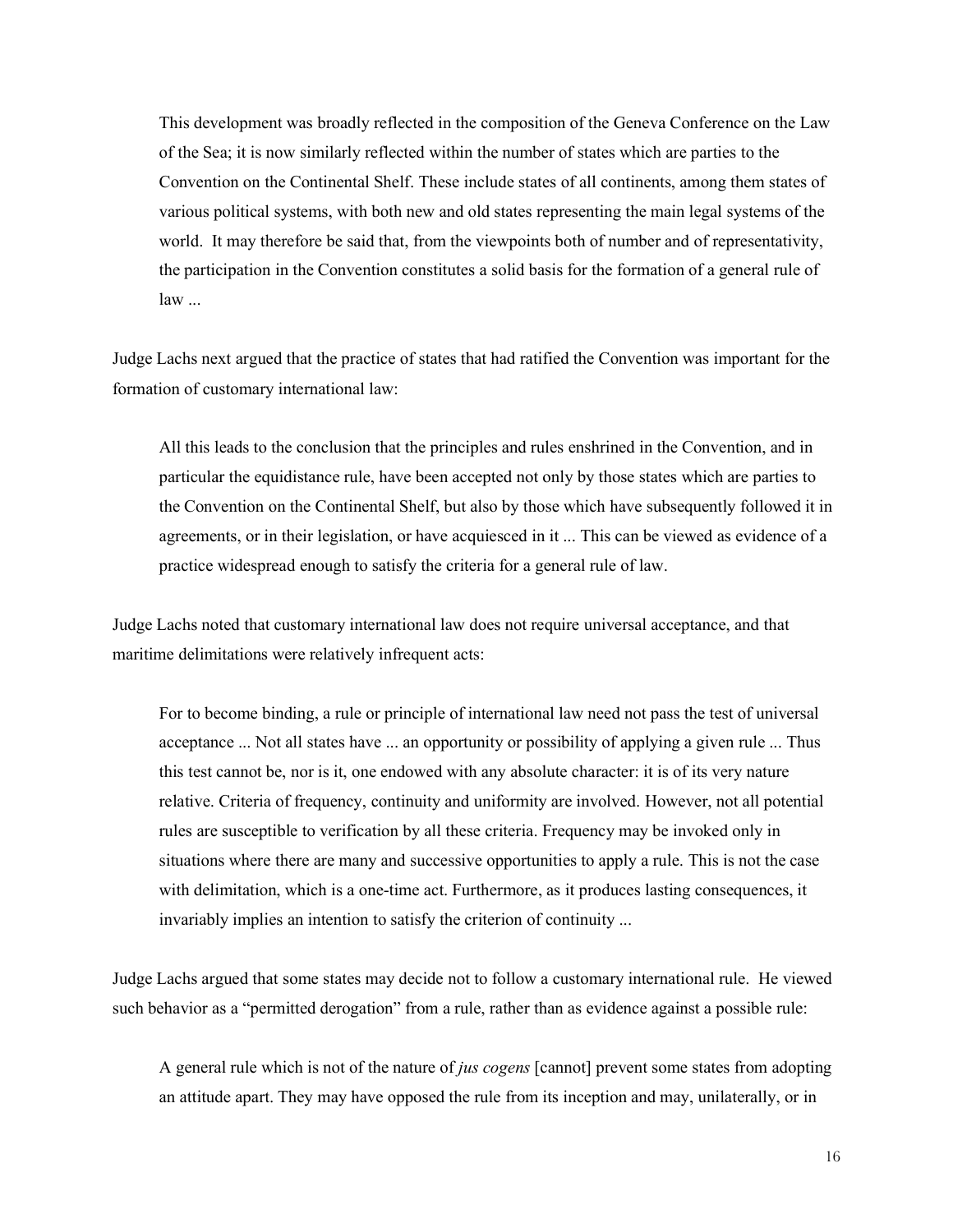> This development was broadly reflected in the composition of the Geneva Conference on the Law of the Sea; it is now similarly reflected within the number of states which are parties to the Convention on the Continental Shelf. These include states of all continents, among them states of various political systems, with both new and old states representing the main legal systems of the world. It may therefore be said that, from the viewpoints both of number and of representativity, the participation in the Convention constitutes a solid basis for the formation of a general rule of law ...

Judge Lachs next argued that the practice of states that had ratified the Convention was important for the formation of customary international law:

> All this leads to the conclusion that the principles and rules enshrined in the Convention, and in particular the equidistance rule, have been accepted not only by those states which are parties to the Convention on the Continental Shelf, but also by those which have subsequently followed it in agreements, or in their legislation, or have acquiesced in it ... This can be viewed as evidence of a practice widespread enough to satisfy the criteria for a general rule of law.

Judge Lachs noted that customary international law does not require universal acceptance, and that maritime delimitations were relatively infrequent acts:

> For to become binding, a rule or principle of international law need not pass the test of universal acceptance ... Not all states have ... an opportunity or possibility of applying a given rule ... Thus this test cannot be, nor is it, one endowed with any absolute character: it is of its very nature relative. Criteria of frequency, continuity and uniformity are involved. However, not all potential rules are susceptible to verification by all these criteria. Frequency may be invoked only in situations where there are many and successive opportunities to apply a rule. This is not the case with delimitation, which is a one-time act. Furthermore, as it produces lasting consequences, it invariably implies an intention to satisfy the criterion of continuity ...

Judge Lachs argued that some states may decide not to follow a customary international rule. He viewed such behavior as a "permitted derogation" from a rule, rather than as evidence against a possible rule:

> A general rule which is not of the nature of *jus cogens* [cannot] prevent some states from adopting an attitude apart. They may have opposed the rule from its inception and may, unilaterally, or in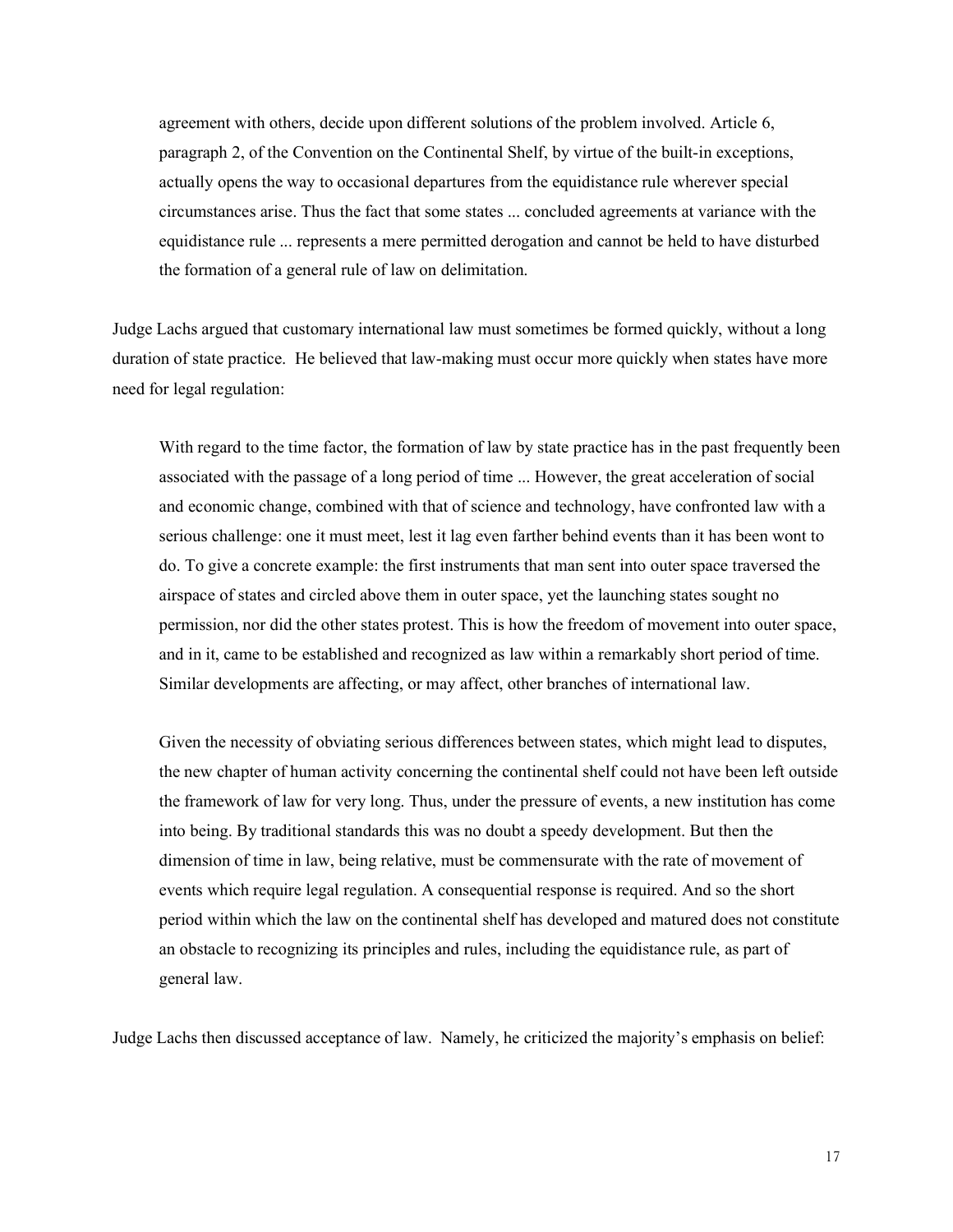> agreement with others, decide upon different solutions of the problem involved. Article 6, paragraph 2, of the Convention on the Continental Shelf, by virtue of the built-in exceptions, actually opens the way to occasional departures from the equidistance rule wherever special circumstances arise. Thus the fact that some states ... concluded agreements at variance with the equidistance rule ... represents a mere permitted derogation and cannot be held to have disturbed the formation of a general rule of law on delimitation.

Judge Lachs argued that customary international law must sometimes be formed quickly, without a long duration of state practice. He believed that law-making must occur more quickly when states have more need for legal regulation:

> With regard to the time factor, the formation of law by state practice has in the past frequently been associated with the passage of a long period of time ... However, the great acceleration of social and economic change, combined with that of science and technology, have confronted law with a serious challenge: one it must meet, lest it lag even farther behind events than it has been wont to do. To give a concrete example: the first instruments that man sent into outer space traversed the airspace of states and circled above them in outer space, yet the launching states sought no permission, nor did the other states protest. This is how the freedom of movement into outer space, and in it, came to be established and recognized as law within a remarkably short period of time. Similar developments are affecting, or may affect, other branches of international law.
>
> Given the necessity of obviating serious differences between states, which might lead to disputes, the new chapter of human activity concerning the continental shelf could not have been left outside the framework of law for very long. Thus, under the pressure of events, a new institution has come into being. By traditional standards this was no doubt a speedy development. But then the dimension of time in law, being relative, must be commensurate with the rate of movement of events which require legal regulation. A consequential response is required. And so the short period within which the law on the continental shelf has developed and matured does not constitute an obstacle to recognizing its principles and rules, including the equidistance rule, as part of general law.

Judge Lachs then discussed acceptance of law. Namely, he criticized the majority's emphasis on belief: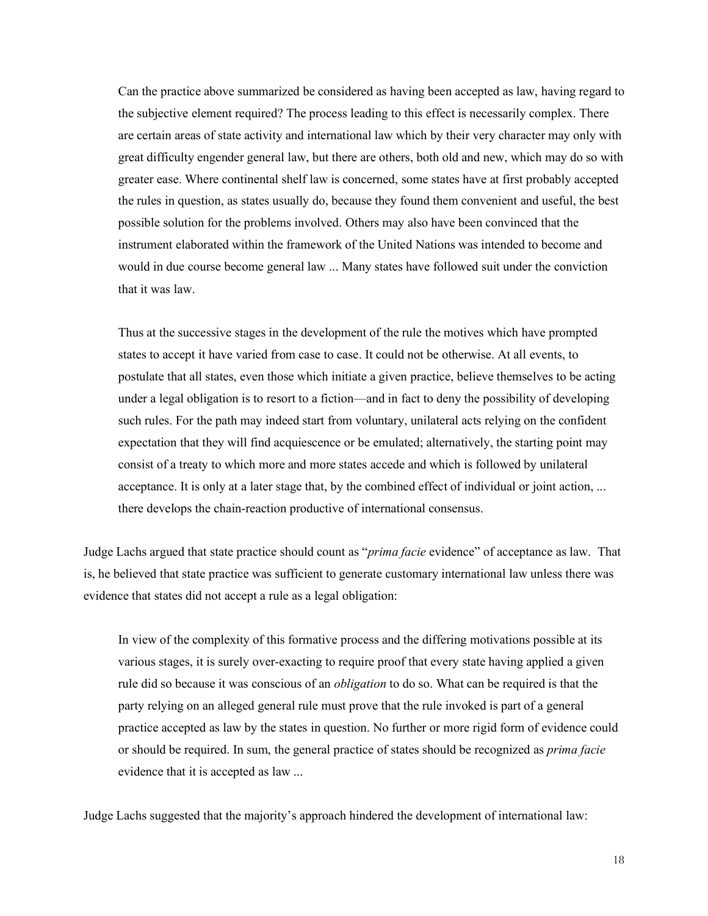> Can the practice above summarized be considered as having been accepted as law, having regard to the subjective element required? The process leading to this effect is necessarily complex. There are certain areas of state activity and international law which by their very character may only with great difficulty engender general law, but there are others, both old and new, which may do so with greater ease. Where continental shelf law is concerned, some states have at first probably accepted the rules in question, as states usually do, because they found them convenient and useful, the best possible solution for the problems involved. Others may also have been convinced that the instrument elaborated within the framework of the United Nations was intended to become and would in due course become general law ... Many states have followed suit under the conviction that it was law.
>
> Thus at the successive stages in the development of the rule the motives which have prompted states to accept it have varied from case to case. It could not be otherwise. At all events, to postulate that all states, even those which initiate a given practice, believe themselves to be acting under a legal obligation is to resort to a fiction—and in fact to deny the possibility of developing such rules. For the path may indeed start from voluntary, unilateral acts relying on the confident expectation that they will find acquiescence or be emulated; alternatively, the starting point may consist of a treaty to which more and more states accede and which is followed by unilateral acceptance. It is only at a later stage that, by the combined effect of individual or joint action, ... there develops the chain-reaction productive of international consensus.

Judge Lachs argued that state practice should count as "*prima facie* evidence" of acceptance as law. That is, he believed that state practice was sufficient to generate customary international law unless there was evidence that states did not accept a rule as a legal obligation:

> In view of the complexity of this formative process and the differing motivations possible at its various stages, it is surely over-exacting to require proof that every state having applied a given rule did so because it was conscious of an *obligation* to do so. What can be required is that the party relying on an alleged general rule must prove that the rule invoked is part of a general practice accepted as law by the states in question. No further or more rigid form of evidence could or should be required. In sum, the general practice of states should be recognized as *prima facie* evidence that it is accepted as law ...

Judge Lachs suggested that the majority's approach hindered the development of international law: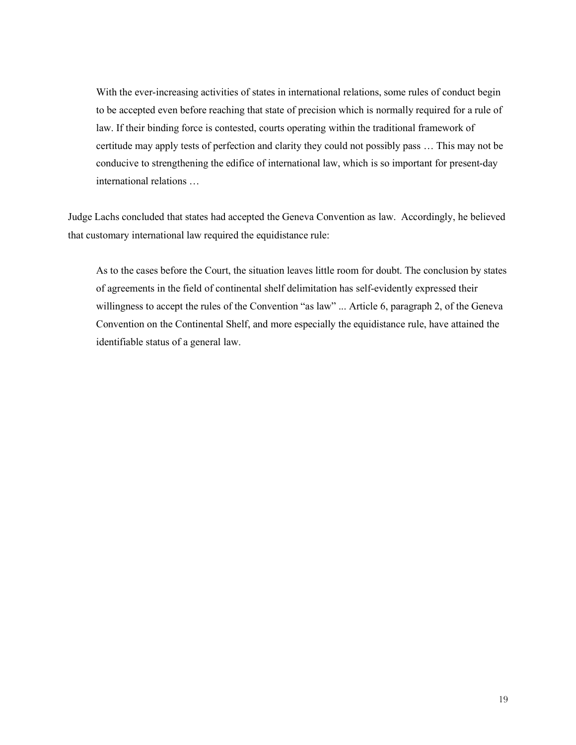> With the ever-increasing activities of states in international relations, some rules of conduct begin to be accepted even before reaching that state of precision which is normally required for a rule of law. If their binding force is contested, courts operating within the traditional framework of certitude may apply tests of perfection and clarity they could not possibly pass … This may not be conducive to strengthening the edifice of international law, which is so important for present-day international relations …

Judge Lachs concluded that states had accepted the Geneva Convention as law. Accordingly, he believed that customary international law required the equidistance rule:

> As to the cases before the Court, the situation leaves little room for doubt. The conclusion by states of agreements in the field of continental shelf delimitation has self-evidently expressed their willingness to accept the rules of the Convention "as law" ... Article 6, paragraph 2, of the Geneva Convention on the Continental Shelf, and more especially the equidistance rule, have attained the identifiable status of a general law.